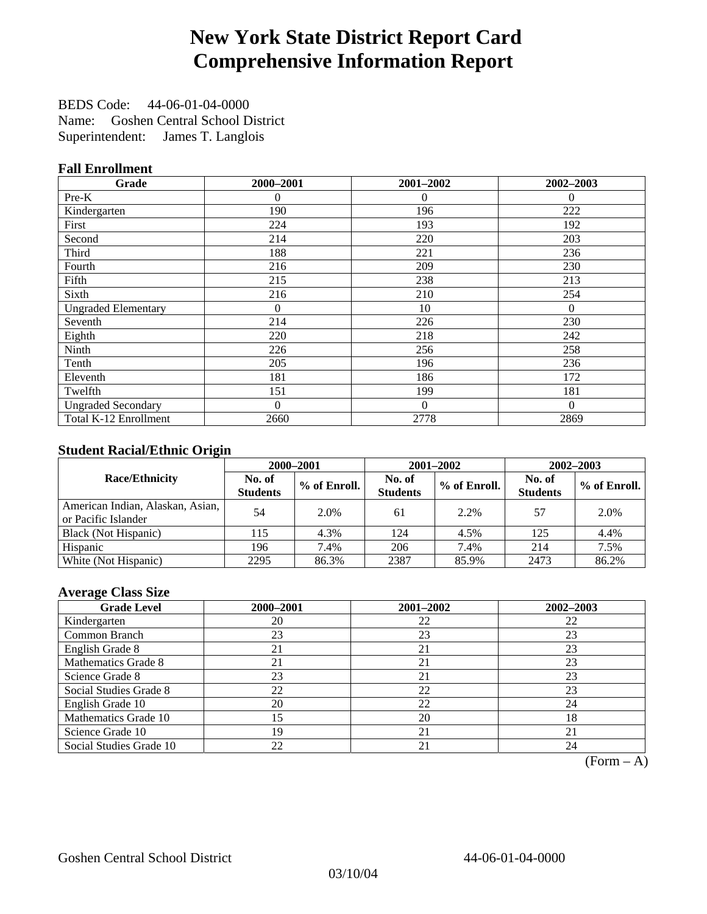# New York State District Report Card
# Comprehensive Information Report

BEDS Code: 44-06-01-04-0000
Name: Goshen Central School District
Superintendent: James T. Langlois

### Fall Enrollment

| Grade | 2000–2001 | 2001–2002 | 2002–2003 |
|---|---|---|---|
| Pre-K | 0 | 0 | 0 |
| Kindergarten | 190 | 196 | 222 |
| First | 224 | 193 | 192 |
| Second | 214 | 220 | 203 |
| Third | 188 | 221 | 236 |
| Fourth | 216 | 209 | 230 |
| Fifth | 215 | 238 | 213 |
| Sixth | 216 | 210 | 254 |
| Ungraded Elementary | 0 | 10 | 0 |
| Seventh | 214 | 226 | 230 |
| Eighth | 220 | 218 | 242 |
| Ninth | 226 | 256 | 258 |
| Tenth | 205 | 196 | 236 |
| Eleventh | 181 | 186 | 172 |
| Twelfth | 151 | 199 | 181 |
| Ungraded Secondary | 0 | 0 | 0 |
| Total K-12 Enrollment | 2660 | 2778 | 2869 |

### Student Racial/Ethnic Origin

| Race/Ethnicity | 2000–2001 | | 2001–2002 | | 2002–2003 | |
|---|---|---|---|---|---|---|
| | No. of Students | % of Enroll. | No. of Students | % of Enroll. | No. of Students | % of Enroll. |
| American Indian, Alaskan, Asian, or Pacific Islander | 54 | 2.0% | 61 | 2.2% | 57 | 2.0% |
| Black (Not Hispanic) | 115 | 4.3% | 124 | 4.5% | 125 | 4.4% |
| Hispanic | 196 | 7.4% | 206 | 7.4% | 214 | 7.5% |
| White (Not Hispanic) | 2295 | 86.3% | 2387 | 85.9% | 2473 | 86.2% |

### Average Class Size

| Grade Level | 2000–2001 | 2001–2002 | 2002–2003 |
|---|---|---|---|
| Kindergarten | 20 | 22 | 22 |
| Common Branch | 23 | 23 | 23 |
| English Grade 8 | 21 | 21 | 23 |
| Mathematics Grade 8 | 21 | 21 | 23 |
| Science Grade 8 | 23 | 21 | 23 |
| Social Studies Grade 8 | 22 | 22 | 23 |
| English Grade 10 | 20 | 22 | 24 |
| Mathematics Grade 10 | 15 | 20 | 18 |
| Science Grade 10 | 19 | 21 | 21 |
| Social Studies Grade 10 | 22 | 21 | 24 |

(Form – A)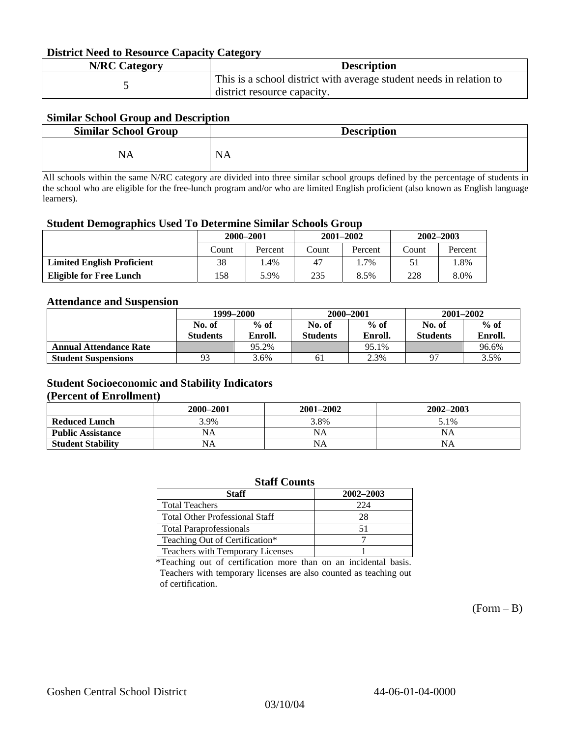### District Need to Resource Capacity Category

| N/RC Category | Description |
|---|---|
| 5 | This is a school district with average student needs in relation to district resource capacity. |

### Similar School Group and Description

| Similar School Group | Description |
|---|---|
| NA | NA |

All schools within the same N/RC category are divided into three similar school groups defined by the percentage of students in the school who are eligible for the free-lunch program and/or who are limited English proficient (also known as English language learners).

### Student Demographics Used To Determine Similar Schools Group

| | 2000–2001 | | 2001–2002 | | 2002–2003 | |
|---|---|---|---|---|---|---|
| | Count | Percent | Count | Percent | Count | Percent |
| **Limited English Proficient** | 38 | 1.4% | 47 | 1.7% | 51 | 1.8% |
| **Eligible for Free Lunch** | 158 | 5.9% | 235 | 8.5% | 228 | 8.0% |

### Attendance and Suspension

| | 1999–2000 | | 2000–2001 | | 2001–2002 | |
|---|---|---|---|---|---|---|
| | No. of Students | % of Enroll. | No. of Students | % of Enroll. | No. of Students | % of Enroll. |
| **Annual Attendance Rate** | | 95.2% | | 95.1% | | 96.6% |
| **Student Suspensions** | 93 | 3.6% | 61 | 2.3% | 97 | 3.5% |

### Student Socioeconomic and Stability Indicators (Percent of Enrollment)

| | 2000–2001 | 2001–2002 | 2002–2003 |
|---|---|---|---|
| **Reduced Lunch** | 3.9% | 3.8% | 5.1% |
| **Public Assistance** | NA | NA | NA |
| **Student Stability** | NA | NA | NA |

### Staff Counts

| Staff | 2002–2003 |
|---|---|
| Total Teachers | 224 |
| Total Other Professional Staff | 28 |
| Total Paraprofessionals | 51 |
| Teaching Out of Certification* | 7 |
| Teachers with Temporary Licenses | 1 |

*Teaching out of certification more than on an incidental basis. Teachers with temporary licenses are also counted as teaching out of certification.

(Form – B)

Goshen Central School District 44-06-01-04-0000

03/10/04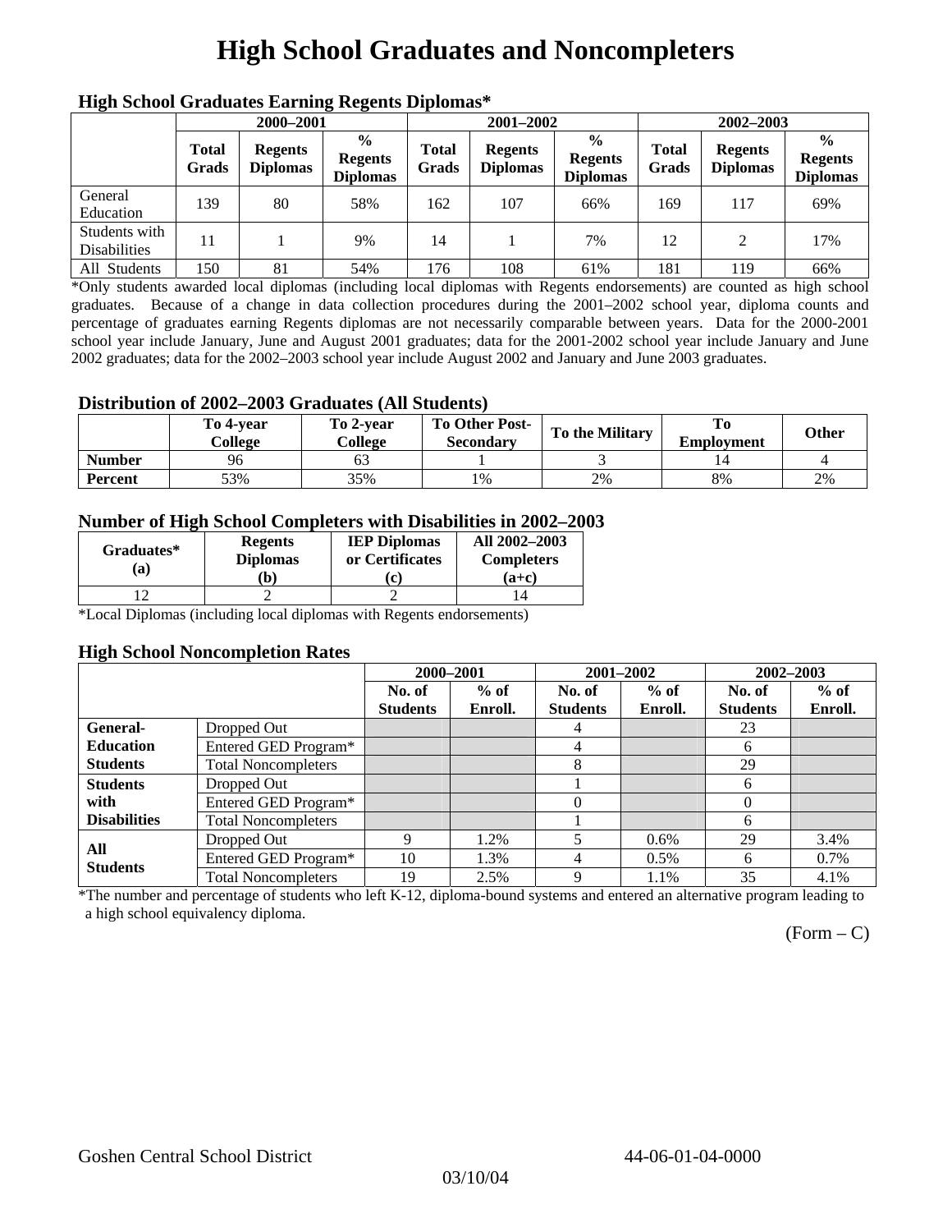# High School Graduates and Noncompleters

### High School Graduates Earning Regents Diplomas*

| | 2000–2001 | | | 2001–2002 | | | 2002–2003 | | |
|---|---|---|---|---|---|---|---|---|---|
| | Total Grads | Regents Diplomas | % Regents Diplomas | Total Grads | Regents Diplomas | % Regents Diplomas | Total Grads | Regents Diplomas | % Regents Diplomas |
| General Education | 139 | 80 | 58% | 162 | 107 | 66% | 169 | 117 | 69% |
| Students with Disabilities | 11 | 1 | 9% | 14 | 1 | 7% | 12 | 2 | 17% |
| All Students | 150 | 81 | 54% | 176 | 108 | 61% | 181 | 119 | 66% |

*Only students awarded local diplomas (including local diplomas with Regents endorsements) are counted as high school graduates. Because of a change in data collection procedures during the 2001–2002 school year, diploma counts and percentage of graduates earning Regents diplomas are not necessarily comparable between years. Data for the 2000-2001 school year include January, June and August 2001 graduates; data for the 2001-2002 school year include January and June 2002 graduates; data for the 2002–2003 school year include August 2002 and January and June 2003 graduates.

### Distribution of 2002–2003 Graduates (All Students)

| | To 4-year College | To 2-year College | To Other Post-Secondary | To the Military | To Employment | Other |
|---|---|---|---|---|---|---|
| Number | 96 | 63 | 1 | 3 | 14 | 4 |
| Percent | 53% | 35% | 1% | 2% | 8% | 2% |

### Number of High School Completers with Disabilities in 2002–2003

| Graduates* (a) | Regents Diplomas (b) | IEP Diplomas or Certificates (c) | All 2002–2003 Completers (a+c) |
|---|---|---|---|
| 12 | 2 | 2 | 14 |

*Local Diplomas (including local diplomas with Regents endorsements)

### High School Noncompletion Rates

| | | 2000–2001 | | 2001–2002 | | 2002–2003 | |
|---|---|---|---|---|---|---|---|
| | | No. of Students | % of Enroll. | No. of Students | % of Enroll. | No. of Students | % of Enroll. |
| General-Education Students | Dropped Out | | | 4 | | 23 | |
| | Entered GED Program* | | | 4 | | 6 | |
| | Total Noncompleters | | | 8 | | 29 | |
| Students with Disabilities | Dropped Out | | | 1 | | 6 | |
| | Entered GED Program* | | | 0 | | 0 | |
| | Total Noncompleters | | | 1 | | 6 | |
| All Students | Dropped Out | 9 | 1.2% | 5 | 0.6% | 29 | 3.4% |
| | Entered GED Program* | 10 | 1.3% | 4 | 0.5% | 6 | 0.7% |
| | Total Noncompleters | 19 | 2.5% | 9 | 1.1% | 35 | 4.1% |

*The number and percentage of students who left K-12, diploma-bound systems and entered an alternative program leading to a high school equivalency diploma.

(Form – C)

Goshen Central School District 44-06-01-04-0000

03/10/04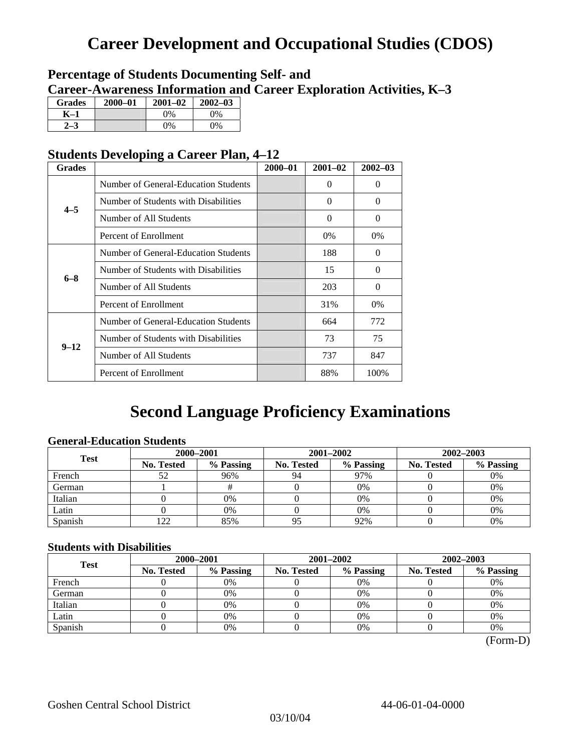# Career Development and Occupational Studies (CDOS)

## Percentage of Students Documenting Self- and Career-Awareness Information and Career Exploration Activities, K–3

| Grades | 2000–01 | 2001–02 | 2002–03 |
|---|---|---|---|
| K–1 | | 0% | 0% |
| 2–3 | | 0% | 0% |

## Students Developing a Career Plan, 4–12

| Grades | | 2000–01 | 2001–02 | 2002–03 |
|---|---|---|---|---|
| 4–5 | Number of General-Education Students | | 0 | 0 |
| | Number of Students with Disabilities | | 0 | 0 |
| | Number of All Students | | 0 | 0 |
| | Percent of Enrollment | | 0% | 0% |
| 6–8 | Number of General-Education Students | | 188 | 0 |
| | Number of Students with Disabilities | | 15 | 0 |
| | Number of All Students | | 203 | 0 |
| | Percent of Enrollment | | 31% | 0% |
| 9–12 | Number of General-Education Students | | 664 | 772 |
| | Number of Students with Disabilities | | 73 | 75 |
| | Number of All Students | | 737 | 847 |
| | Percent of Enrollment | | 88% | 100% |

# Second Language Proficiency Examinations

### General-Education Students

| Test | 2000–2001 | | 2001–2002 | | 2002–2003 | |
|---|---|---|---|---|---|---|
| | No. Tested | % Passing | No. Tested | % Passing | No. Tested | % Passing |
| French | 52 | 96% | 94 | 97% | 0 | 0% |
| German | 1 | # | 0 | 0% | 0 | 0% |
| Italian | 0 | 0% | 0 | 0% | 0 | 0% |
| Latin | 0 | 0% | 0 | 0% | 0 | 0% |
| Spanish | 122 | 85% | 95 | 92% | 0 | 0% |

### Students with Disabilities

| Test | 2000–2001 | | 2001–2002 | | 2002–2003 | |
|---|---|---|---|---|---|---|
| | No. Tested | % Passing | No. Tested | % Passing | No. Tested | % Passing |
| French | 0 | 0% | 0 | 0% | 0 | 0% |
| German | 0 | 0% | 0 | 0% | 0 | 0% |
| Italian | 0 | 0% | 0 | 0% | 0 | 0% |
| Latin | 0 | 0% | 0 | 0% | 0 | 0% |
| Spanish | 0 | 0% | 0 | 0% | 0 | 0% |

(Form-D)

Goshen Central School District 44-06-01-04-0000

03/10/04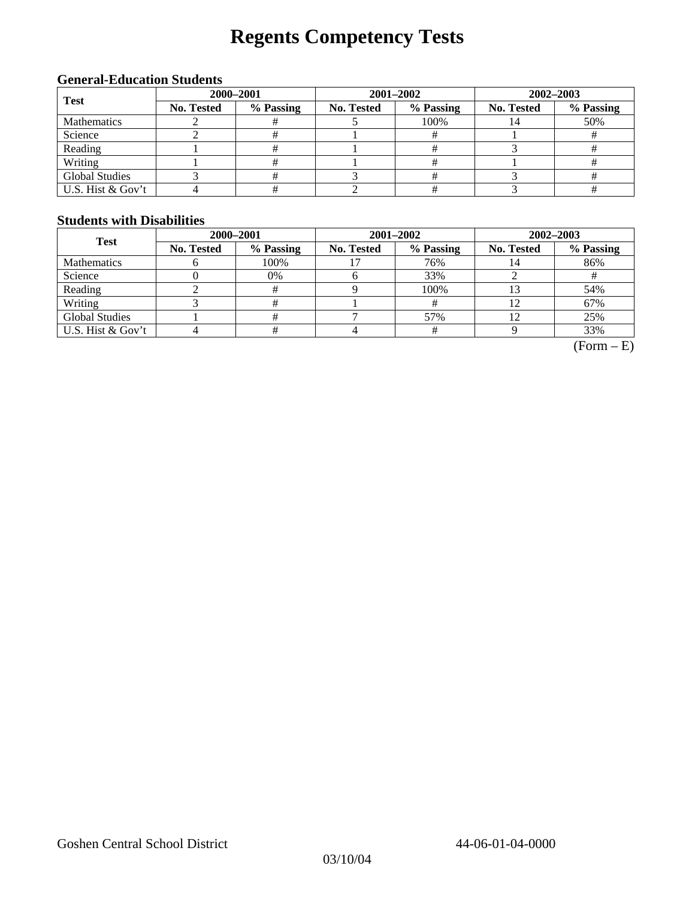# Regents Competency Tests

### General-Education Students

| Test | 2000–2001 | | 2001–2002 | | 2002–2003 | |
|---|---|---|---|---|---|---|
| | No. Tested | % Passing | No. Tested | % Passing | No. Tested | % Passing |
| Mathematics | 2 | # | 5 | 100% | 14 | 50% |
| Science | 2 | # | 1 | # | 1 | # |
| Reading | 1 | # | 1 | # | 3 | # |
| Writing | 1 | # | 1 | # | 1 | # |
| Global Studies | 3 | # | 3 | # | 3 | # |
| U.S. Hist & Gov't | 4 | # | 2 | # | 3 | # |

### Students with Disabilities

| Test | 2000–2001 | | 2001–2002 | | 2002–2003 | |
|---|---|---|---|---|---|---|
| | No. Tested | % Passing | No. Tested | % Passing | No. Tested | % Passing |
| Mathematics | 6 | 100% | 17 | 76% | 14 | 86% |
| Science | 0 | 0% | 6 | 33% | 2 | # |
| Reading | 2 | # | 9 | 100% | 13 | 54% |
| Writing | 3 | # | 1 | # | 12 | 67% |
| Global Studies | 1 | # | 7 | 57% | 12 | 25% |
| U.S. Hist & Gov't | 4 | # | 4 | # | 9 | 33% |

(Form – E)

Goshen Central School District 44-06-01-04-0000

03/10/04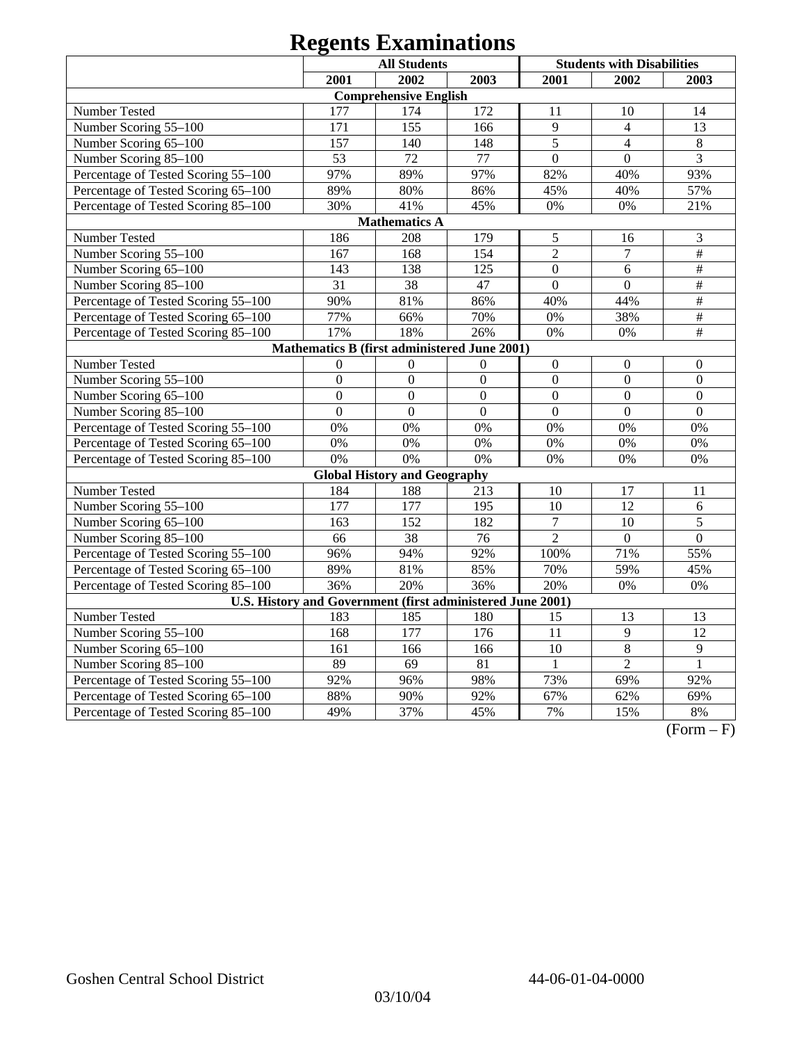# Regents Examinations

| | All Students | | | Students with Disabilities | | |
|---|---|---|---|---|---|---|
| | 2001 | 2002 | 2003 | 2001 | 2002 | 2003 |
| **Comprehensive English** | | | | | | |
| Number Tested | 177 | 174 | 172 | 11 | 10 | 14 |
| Number Scoring 55–100 | 171 | 155 | 166 | 9 | 4 | 13 |
| Number Scoring 65–100 | 157 | 140 | 148 | 5 | 4 | 8 |
| Number Scoring 85–100 | 53 | 72 | 77 | 0 | 0 | 3 |
| Percentage of Tested Scoring 55–100 | 97% | 89% | 97% | 82% | 40% | 93% |
| Percentage of Tested Scoring 65–100 | 89% | 80% | 86% | 45% | 40% | 57% |
| Percentage of Tested Scoring 85–100 | 30% | 41% | 45% | 0% | 0% | 21% |
| **Mathematics A** | | | | | | |
| Number Tested | 186 | 208 | 179 | 5 | 16 | 3 |
| Number Scoring 55–100 | 167 | 168 | 154 | 2 | 7 | # |
| Number Scoring 65–100 | 143 | 138 | 125 | 0 | 6 | # |
| Number Scoring 85–100 | 31 | 38 | 47 | 0 | 0 | # |
| Percentage of Tested Scoring 55–100 | 90% | 81% | 86% | 40% | 44% | # |
| Percentage of Tested Scoring 65–100 | 77% | 66% | 70% | 0% | 38% | # |
| Percentage of Tested Scoring 85–100 | 17% | 18% | 26% | 0% | 0% | # |
| **Mathematics B (first administered June 2001)** | | | | | | |
| Number Tested | 0 | 0 | 0 | 0 | 0 | 0 |
| Number Scoring 55–100 | 0 | 0 | 0 | 0 | 0 | 0 |
| Number Scoring 65–100 | 0 | 0 | 0 | 0 | 0 | 0 |
| Number Scoring 85–100 | 0 | 0 | 0 | 0 | 0 | 0 |
| Percentage of Tested Scoring 55–100 | 0% | 0% | 0% | 0% | 0% | 0% |
| Percentage of Tested Scoring 65–100 | 0% | 0% | 0% | 0% | 0% | 0% |
| Percentage of Tested Scoring 85–100 | 0% | 0% | 0% | 0% | 0% | 0% |
| **Global History and Geography** | | | | | | |
| Number Tested | 184 | 188 | 213 | 10 | 17 | 11 |
| Number Scoring 55–100 | 177 | 177 | 195 | 10 | 12 | 6 |
| Number Scoring 65–100 | 163 | 152 | 182 | 7 | 10 | 5 |
| Number Scoring 85–100 | 66 | 38 | 76 | 2 | 0 | 0 |
| Percentage of Tested Scoring 55–100 | 96% | 94% | 92% | 100% | 71% | 55% |
| Percentage of Tested Scoring 65–100 | 89% | 81% | 85% | 70% | 59% | 45% |
| Percentage of Tested Scoring 85–100 | 36% | 20% | 36% | 20% | 0% | 0% |
| **U.S. History and Government (first administered June 2001)** | | | | | | |
| Number Tested | 183 | 185 | 180 | 15 | 13 | 13 |
| Number Scoring 55–100 | 168 | 177 | 176 | 11 | 9 | 12 |
| Number Scoring 65–100 | 161 | 166 | 166 | 10 | 8 | 9 |
| Number Scoring 85–100 | 89 | 69 | 81 | 1 | 2 | 1 |
| Percentage of Tested Scoring 55–100 | 92% | 96% | 98% | 73% | 69% | 92% |
| Percentage of Tested Scoring 65–100 | 88% | 90% | 92% | 67% | 62% | 69% |
| Percentage of Tested Scoring 85–100 | 49% | 37% | 45% | 7% | 15% | 8% |

(Form – F)

Goshen Central School District 44-06-01-04-0000

03/10/04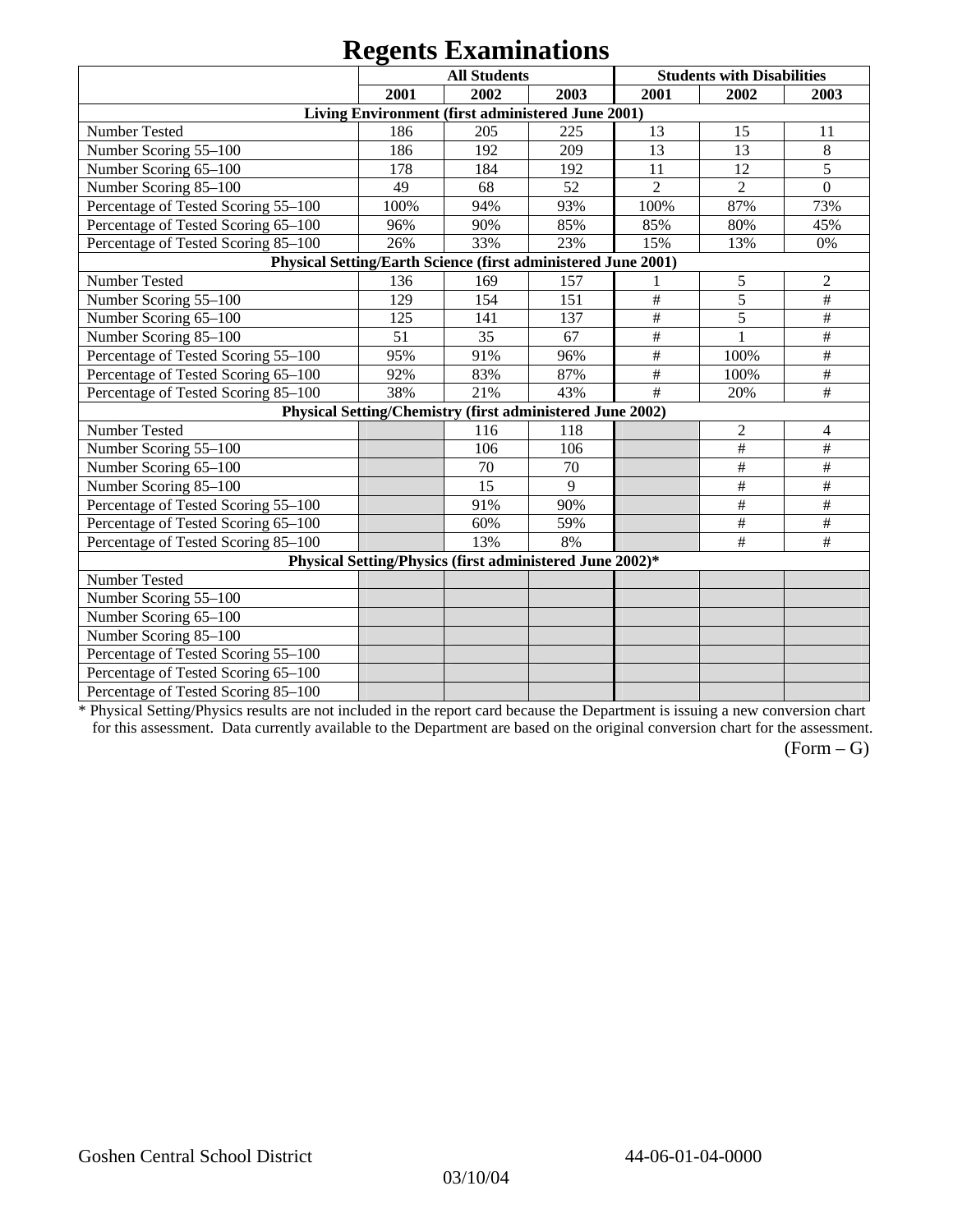# Regents Examinations

| | All Students | | | Students with Disabilities | | |
|---|---|---|---|---|---|---|
| | 2001 | 2002 | 2003 | 2001 | 2002 | 2003 |
| **Living Environment (first administered June 2001)** | | | | | | |
| Number Tested | 186 | 205 | 225 | 13 | 15 | 11 |
| Number Scoring 55–100 | 186 | 192 | 209 | 13 | 13 | 8 |
| Number Scoring 65–100 | 178 | 184 | 192 | 11 | 12 | 5 |
| Number Scoring 85–100 | 49 | 68 | 52 | 2 | 2 | 0 |
| Percentage of Tested Scoring 55–100 | 100% | 94% | 93% | 100% | 87% | 73% |
| Percentage of Tested Scoring 65–100 | 96% | 90% | 85% | 85% | 80% | 45% |
| Percentage of Tested Scoring 85–100 | 26% | 33% | 23% | 15% | 13% | 0% |
| **Physical Setting/Earth Science (first administered June 2001)** | | | | | | |
| Number Tested | 136 | 169 | 157 | 1 | 5 | 2 |
| Number Scoring 55–100 | 129 | 154 | 151 | # | 5 | # |
| Number Scoring 65–100 | 125 | 141 | 137 | # | 5 | # |
| Number Scoring 85–100 | 51 | 35 | 67 | # | 1 | # |
| Percentage of Tested Scoring 55–100 | 95% | 91% | 96% | # | 100% | # |
| Percentage of Tested Scoring 65–100 | 92% | 83% | 87% | # | 100% | # |
| Percentage of Tested Scoring 85–100 | 38% | 21% | 43% | # | 20% | # |
| **Physical Setting/Chemistry (first administered June 2002)** | | | | | | |
| Number Tested | | 116 | 118 | | 2 | 4 |
| Number Scoring 55–100 | | 106 | 106 | | # | # |
| Number Scoring 65–100 | | 70 | 70 | | # | # |
| Number Scoring 85–100 | | 15 | 9 | | # | # |
| Percentage of Tested Scoring 55–100 | | 91% | 90% | | # | # |
| Percentage of Tested Scoring 65–100 | | 60% | 59% | | # | # |
| Percentage of Tested Scoring 85–100 | | 13% | 8% | | # | # |
| **Physical Setting/Physics (first administered June 2002)*** | | | | | | |
| Number Tested | | | | | | |
| Number Scoring 55–100 | | | | | | |
| Number Scoring 65–100 | | | | | | |
| Number Scoring 85–100 | | | | | | |
| Percentage of Tested Scoring 55–100 | | | | | | |
| Percentage of Tested Scoring 65–100 | | | | | | |
| Percentage of Tested Scoring 85–100 | | | | | | |

* Physical Setting/Physics results are not included in the report card because the Department is issuing a new conversion chart for this assessment. Data currently available to the Department are based on the original conversion chart for the assessment.

(Form – G)

Goshen Central School District 44-06-01-04-0000

03/10/04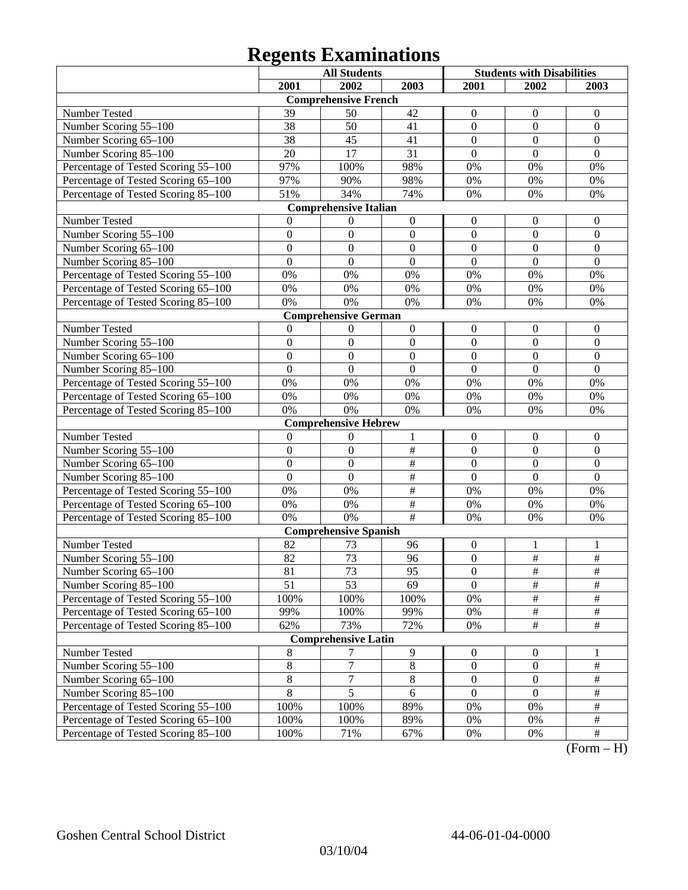# Regents Examinations

| | All Students | | | Students with Disabilities | | |
|---|---|---|---|---|---|---|
| | 2001 | 2002 | 2003 | 2001 | 2002 | 2003 |
| **Comprehensive French** | | | | | | |
| Number Tested | 39 | 50 | 42 | 0 | 0 | 0 |
| Number Scoring 55–100 | 38 | 50 | 41 | 0 | 0 | 0 |
| Number Scoring 65–100 | 38 | 45 | 41 | 0 | 0 | 0 |
| Number Scoring 85–100 | 20 | 17 | 31 | 0 | 0 | 0 |
| Percentage of Tested Scoring 55–100 | 97% | 100% | 98% | 0% | 0% | 0% |
| Percentage of Tested Scoring 65–100 | 97% | 90% | 98% | 0% | 0% | 0% |
| Percentage of Tested Scoring 85–100 | 51% | 34% | 74% | 0% | 0% | 0% |
| **Comprehensive Italian** | | | | | | |
| Number Tested | 0 | 0 | 0 | 0 | 0 | 0 |
| Number Scoring 55–100 | 0 | 0 | 0 | 0 | 0 | 0 |
| Number Scoring 65–100 | 0 | 0 | 0 | 0 | 0 | 0 |
| Number Scoring 85–100 | 0 | 0 | 0 | 0 | 0 | 0 |
| Percentage of Tested Scoring 55–100 | 0% | 0% | 0% | 0% | 0% | 0% |
| Percentage of Tested Scoring 65–100 | 0% | 0% | 0% | 0% | 0% | 0% |
| Percentage of Tested Scoring 85–100 | 0% | 0% | 0% | 0% | 0% | 0% |
| **Comprehensive German** | | | | | | |
| Number Tested | 0 | 0 | 0 | 0 | 0 | 0 |
| Number Scoring 55–100 | 0 | 0 | 0 | 0 | 0 | 0 |
| Number Scoring 65–100 | 0 | 0 | 0 | 0 | 0 | 0 |
| Number Scoring 85–100 | 0 | 0 | 0 | 0 | 0 | 0 |
| Percentage of Tested Scoring 55–100 | 0% | 0% | 0% | 0% | 0% | 0% |
| Percentage of Tested Scoring 65–100 | 0% | 0% | 0% | 0% | 0% | 0% |
| Percentage of Tested Scoring 85–100 | 0% | 0% | 0% | 0% | 0% | 0% |
| **Comprehensive Hebrew** | | | | | | |
| Number Tested | 0 | 0 | 1 | 0 | 0 | 0 |
| Number Scoring 55–100 | 0 | 0 | # | 0 | 0 | 0 |
| Number Scoring 65–100 | 0 | 0 | # | 0 | 0 | 0 |
| Number Scoring 85–100 | 0 | 0 | # | 0 | 0 | 0 |
| Percentage of Tested Scoring 55–100 | 0% | 0% | # | 0% | 0% | 0% |
| Percentage of Tested Scoring 65–100 | 0% | 0% | # | 0% | 0% | 0% |
| Percentage of Tested Scoring 85–100 | 0% | 0% | # | 0% | 0% | 0% |
| **Comprehensive Spanish** | | | | | | |
| Number Tested | 82 | 73 | 96 | 0 | 1 | 1 |
| Number Scoring 55–100 | 82 | 73 | 96 | 0 | # | # |
| Number Scoring 65–100 | 81 | 73 | 95 | 0 | # | # |
| Number Scoring 85–100 | 51 | 53 | 69 | 0 | # | # |
| Percentage of Tested Scoring 55–100 | 100% | 100% | 100% | 0% | # | # |
| Percentage of Tested Scoring 65–100 | 99% | 100% | 99% | 0% | # | # |
| Percentage of Tested Scoring 85–100 | 62% | 73% | 72% | 0% | # | # |
| **Comprehensive Latin** | | | | | | |
| Number Tested | 8 | 7 | 9 | 0 | 0 | 1 |
| Number Scoring 55–100 | 8 | 7 | 8 | 0 | 0 | # |
| Number Scoring 65–100 | 8 | 7 | 8 | 0 | 0 | # |
| Number Scoring 85–100 | 8 | 5 | 6 | 0 | 0 | # |
| Percentage of Tested Scoring 55–100 | 100% | 100% | 89% | 0% | 0% | # |
| Percentage of Tested Scoring 65–100 | 100% | 100% | 89% | 0% | 0% | # |
| Percentage of Tested Scoring 85–100 | 100% | 71% | 67% | 0% | 0% | # |

(Form – H)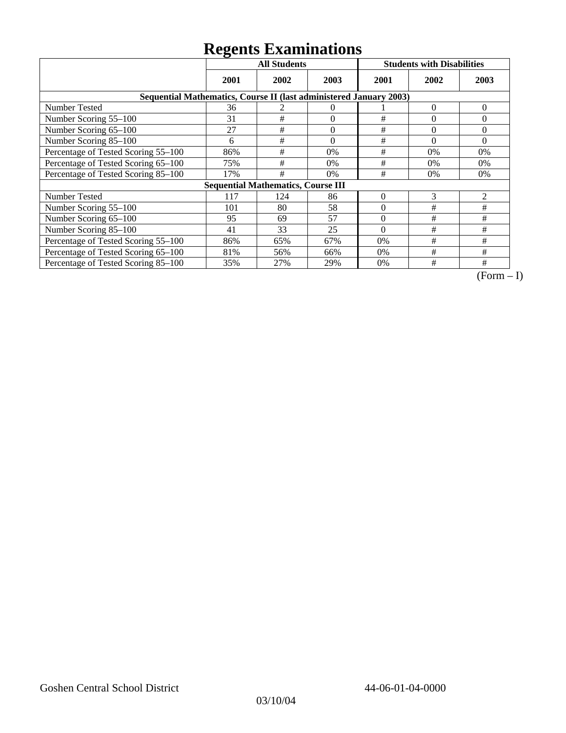# Regents Examinations

| | All Students | | | Students with Disabilities | | |
|---|---|---|---|---|---|---|
| | 2001 | 2002 | 2003 | 2001 | 2002 | 2003 |
| **Sequential Mathematics, Course II (last administered January 2003)** | | | | | | |
| Number Tested | 36 | 2 | 0 | 1 | 0 | 0 |
| Number Scoring 55–100 | 31 | # | 0 | # | 0 | 0 |
| Number Scoring 65–100 | 27 | # | 0 | # | 0 | 0 |
| Number Scoring 85–100 | 6 | # | 0 | # | 0 | 0 |
| Percentage of Tested Scoring 55–100 | 86% | # | 0% | # | 0% | 0% |
| Percentage of Tested Scoring 65–100 | 75% | # | 0% | # | 0% | 0% |
| Percentage of Tested Scoring 85–100 | 17% | # | 0% | # | 0% | 0% |
| **Sequential Mathematics, Course III** | | | | | | |
| Number Tested | 117 | 124 | 86 | 0 | 3 | 2 |
| Number Scoring 55–100 | 101 | 80 | 58 | 0 | # | # |
| Number Scoring 65–100 | 95 | 69 | 57 | 0 | # | # |
| Number Scoring 85–100 | 41 | 33 | 25 | 0 | # | # |
| Percentage of Tested Scoring 55–100 | 86% | 65% | 67% | 0% | # | # |
| Percentage of Tested Scoring 65–100 | 81% | 56% | 66% | 0% | # | # |
| Percentage of Tested Scoring 85–100 | 35% | 27% | 29% | 0% | # | # |

(Form – I)

Goshen Central School District 44-06-01-04-0000

03/10/04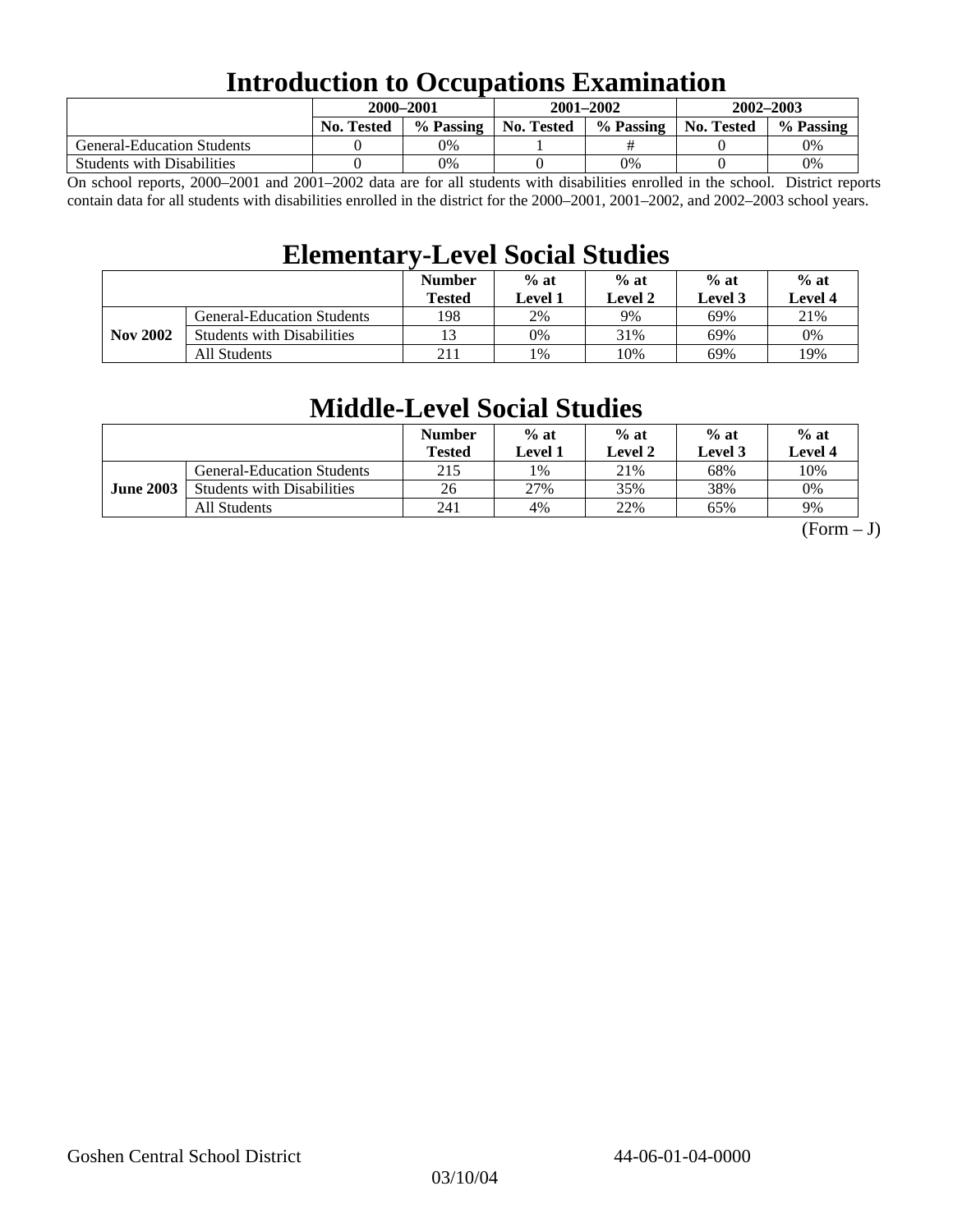# Introduction to Occupations Examination

| | 2000–2001 | | 2001–2002 | | 2002–2003 | |
|---|---|---|---|---|---|---|
| | No. Tested | % Passing | No. Tested | % Passing | No. Tested | % Passing |
| General-Education Students | 0 | 0% | 1 | # | 0 | 0% |
| Students with Disabilities | 0 | 0% | 0 | 0% | 0 | 0% |

On school reports, 2000–2001 and 2001–2002 data are for all students with disabilities enrolled in the school. District reports contain data for all students with disabilities enrolled in the district for the 2000–2001, 2001–2002, and 2002–2003 school years.

# Elementary-Level Social Studies

| | | Number Tested | % at Level 1 | % at Level 2 | % at Level 3 | % at Level 4 |
|---|---|---|---|---|---|---|
| Nov 2002 | General-Education Students | 198 | 2% | 9% | 69% | 21% |
| | Students with Disabilities | 13 | 0% | 31% | 69% | 0% |
| | All Students | 211 | 1% | 10% | 69% | 19% |

# Middle-Level Social Studies

| | | Number Tested | % at Level 1 | % at Level 2 | % at Level 3 | % at Level 4 |
|---|---|---|---|---|---|---|
| June 2003 | General-Education Students | 215 | 1% | 21% | 68% | 10% |
| | Students with Disabilities | 26 | 27% | 35% | 38% | 0% |
| | All Students | 241 | 4% | 22% | 65% | 9% |

(Form – J)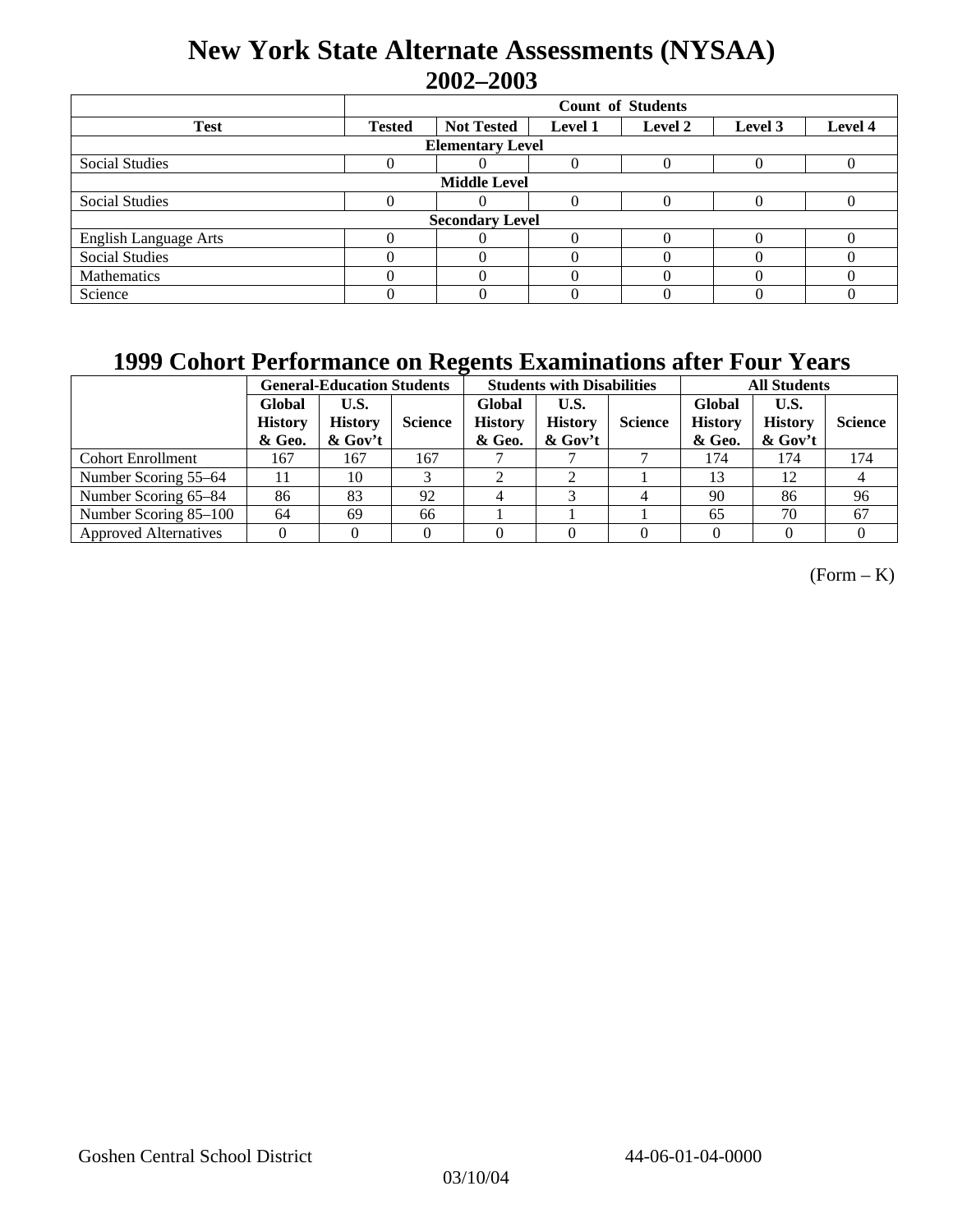# New York State Alternate Assessments (NYSAA) 2002–2003

| | Count of Students | | | | | |
|---|---|---|---|---|---|---|
| **Test** | **Tested** | **Not Tested** | **Level 1** | **Level 2** | **Level 3** | **Level 4** |
| **Elementary Level** | | | | | | |
| Social Studies | 0 | 0 | 0 | 0 | 0 | 0 |
| **Middle Level** | | | | | | |
| Social Studies | 0 | 0 | 0 | 0 | 0 | 0 |
| **Secondary Level** | | | | | | |
| English Language Arts | 0 | 0 | 0 | 0 | 0 | 0 |
| Social Studies | 0 | 0 | 0 | 0 | 0 | 0 |
| Mathematics | 0 | 0 | 0 | 0 | 0 | 0 |
| Science | 0 | 0 | 0 | 0 | 0 | 0 |

# 1999 Cohort Performance on Regents Examinations after Four Years

| | General-Education Students | | | Students with Disabilities | | | All Students | | |
|---|---|---|---|---|---|---|---|---|---|
| | **Global History & Geo.** | **U.S. History & Gov't** | **Science** | **Global History & Geo.** | **U.S. History & Gov't** | **Science** | **Global History & Geo.** | **U.S. History & Gov't** | **Science** |
| Cohort Enrollment | 167 | 167 | 167 | 7 | 7 | 7 | 174 | 174 | 174 |
| Number Scoring 55–64 | 11 | 10 | 3 | 2 | 2 | 1 | 13 | 12 | 4 |
| Number Scoring 65–84 | 86 | 83 | 92 | 4 | 3 | 4 | 90 | 86 | 96 |
| Number Scoring 85–100 | 64 | 69 | 66 | 1 | 1 | 1 | 65 | 70 | 67 |
| Approved Alternatives | 0 | 0 | 0 | 0 | 0 | 0 | 0 | 0 | 0 |

(Form – K)

Goshen Central School District 44-06-01-04-0000

03/10/04